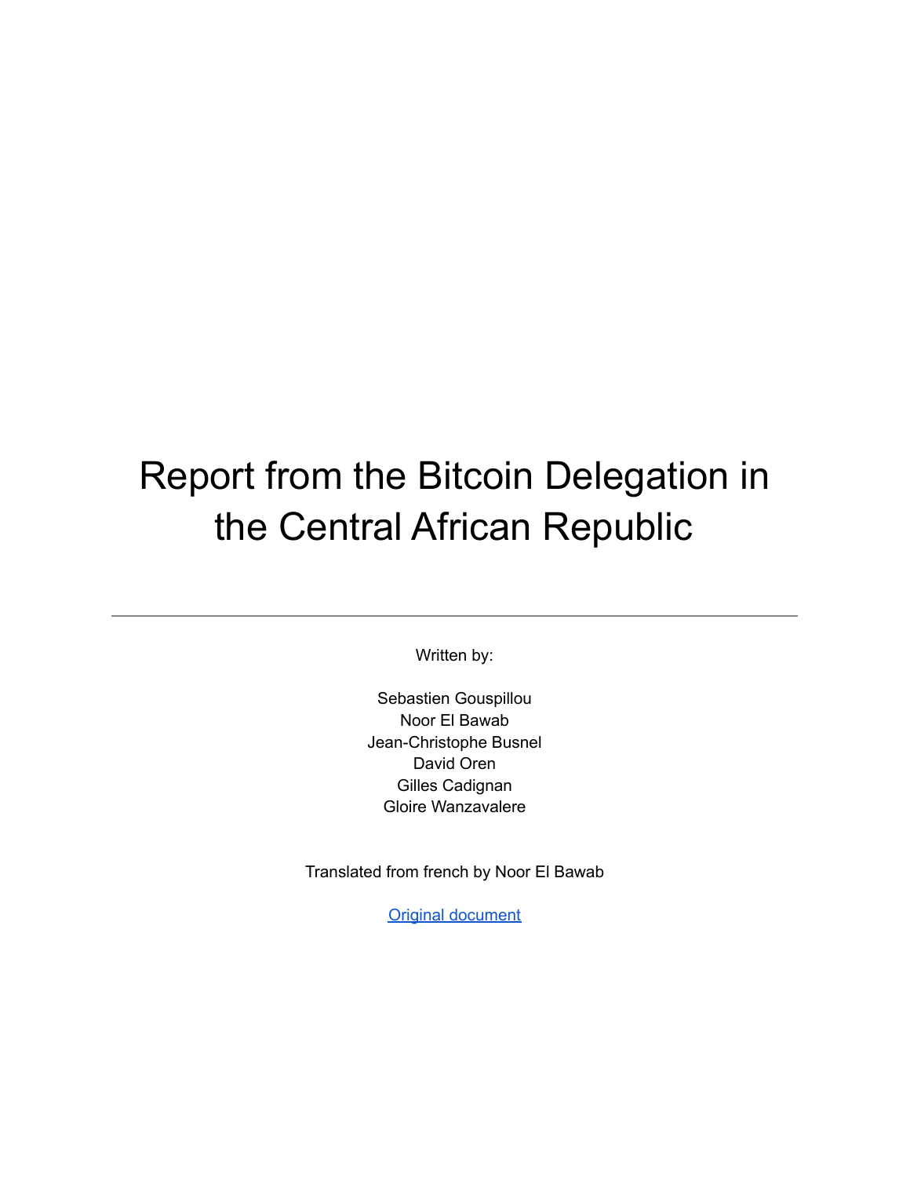# Report from the Bitcoin Delegation in the Central African Republic

---

Written by:

Sebastien Gouspillou
Noor El Bawab
Jean-Christophe Busnel
David Oren
Gilles Cadignan
Gloire Wanzavalere

Translated from french by Noor El Bawab

[Original document]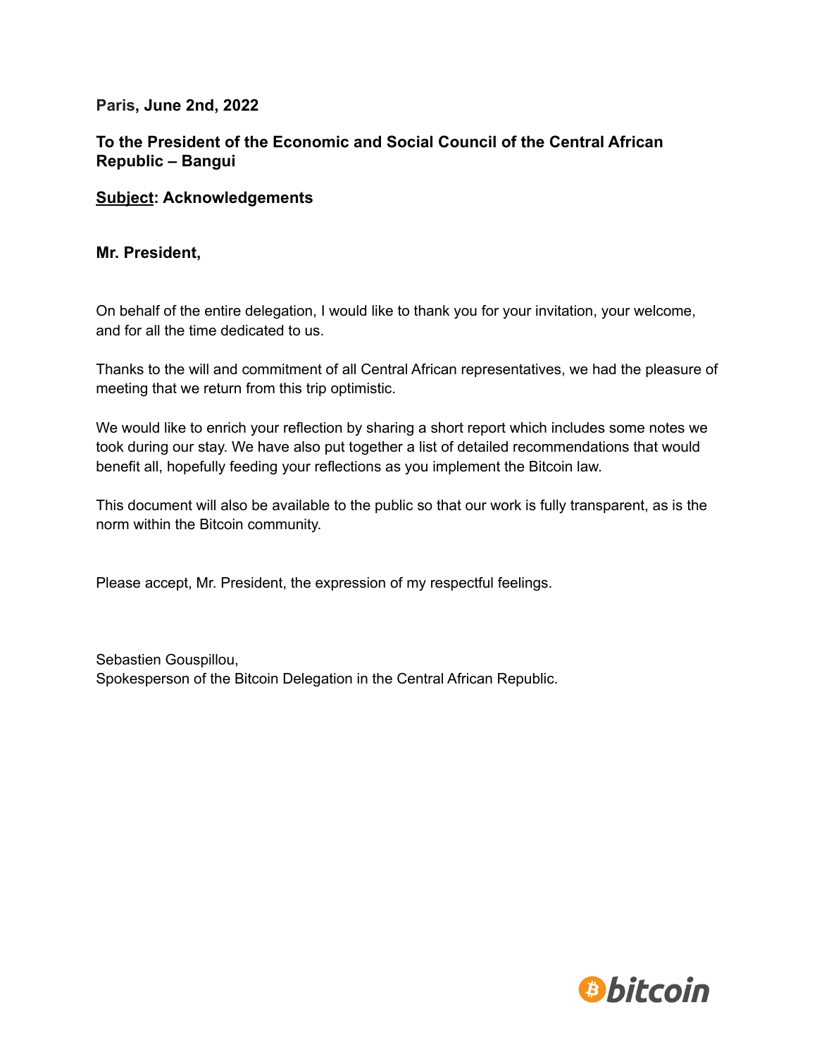**Paris, June 2nd, 2022**

**To the President of the Economic and Social Council of the Central African Republic – Bangui**

**Subject: Acknowledgements**

**Mr. President,**

On behalf of the entire delegation, I would like to thank you for your invitation, your welcome, and for all the time dedicated to us.

Thanks to the will and commitment of all Central African representatives, we had the pleasure of meeting that we return from this trip optimistic.

We would like to enrich your reflection by sharing a short report which includes some notes we took during our stay. We have also put together a list of detailed recommendations that would benefit all, hopefully feeding your reflections as you implement the Bitcoin law.

This document will also be available to the public so that our work is fully transparent, as is the norm within the Bitcoin community.

Please accept, Mr. President, the expression of my respectful feelings.

Sebastien Gouspillou,
Spokesperson of the Bitcoin Delegation in the Central African Republic.

bitcoin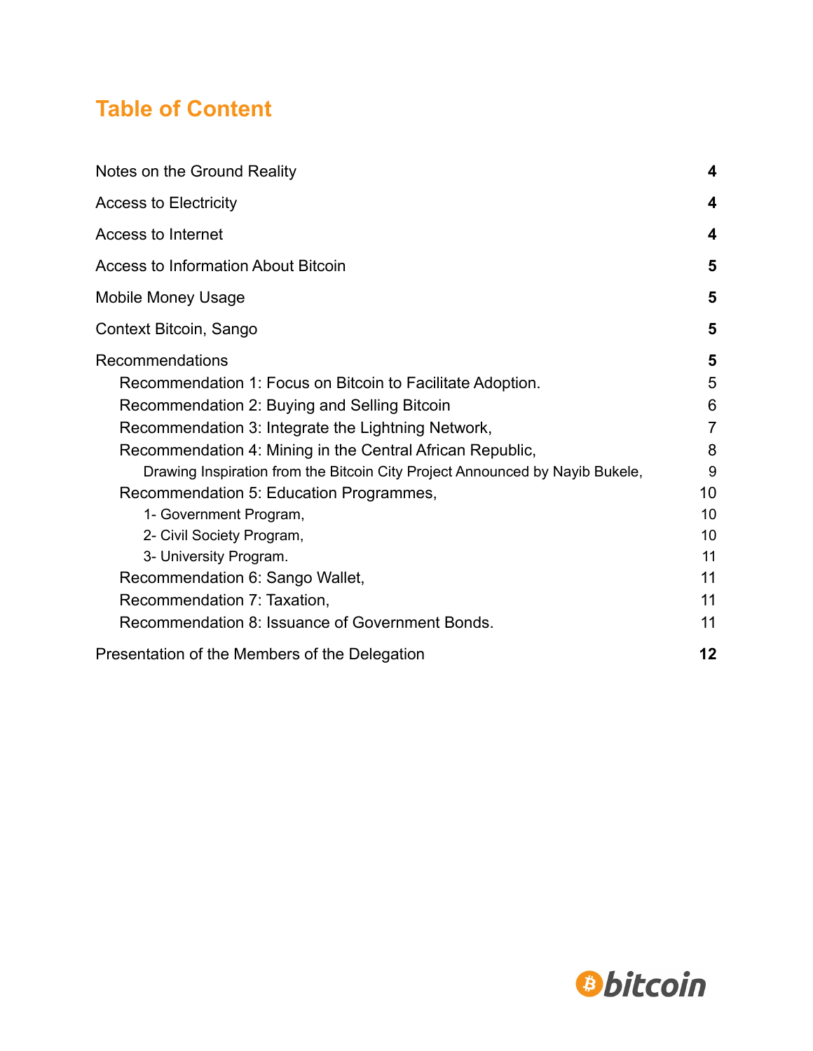## Table of Content

| | |
|---|---|
| Notes on the Ground Reality | **4** |
| Access to Electricity | **4** |
| Access to Internet | **4** |
| Access to Information About Bitcoin | **5** |
| Mobile Money Usage | **5** |
| Context Bitcoin, Sango | **5** |
| Recommendations | **5** |
| &nbsp;&nbsp;&nbsp;&nbsp;Recommendation 1: Focus on Bitcoin to Facilitate Adoption. | 5 |
| &nbsp;&nbsp;&nbsp;&nbsp;Recommendation 2: Buying and Selling Bitcoin | 6 |
| &nbsp;&nbsp;&nbsp;&nbsp;Recommendation 3: Integrate the Lightning Network, | 7 |
| &nbsp;&nbsp;&nbsp;&nbsp;Recommendation 4: Mining in the Central African Republic, | 8 |
| &nbsp;&nbsp;&nbsp;&nbsp;&nbsp;&nbsp;&nbsp;&nbsp;Drawing Inspiration from the Bitcoin City Project Announced by Nayib Bukele, | 9 |
| &nbsp;&nbsp;&nbsp;&nbsp;Recommendation 5: Education Programmes, | 10 |
| &nbsp;&nbsp;&nbsp;&nbsp;&nbsp;&nbsp;&nbsp;&nbsp;1- Government Program, | 10 |
| &nbsp;&nbsp;&nbsp;&nbsp;&nbsp;&nbsp;&nbsp;&nbsp;2- Civil Society Program, | 10 |
| &nbsp;&nbsp;&nbsp;&nbsp;&nbsp;&nbsp;&nbsp;&nbsp;3- University Program. | 11 |
| &nbsp;&nbsp;&nbsp;&nbsp;Recommendation 6: Sango Wallet, | 11 |
| &nbsp;&nbsp;&nbsp;&nbsp;Recommendation 7: Taxation, | 11 |
| &nbsp;&nbsp;&nbsp;&nbsp;Recommendation 8: Issuance of Government Bonds. | 11 |
| Presentation of the Members of the Delegation | **12** |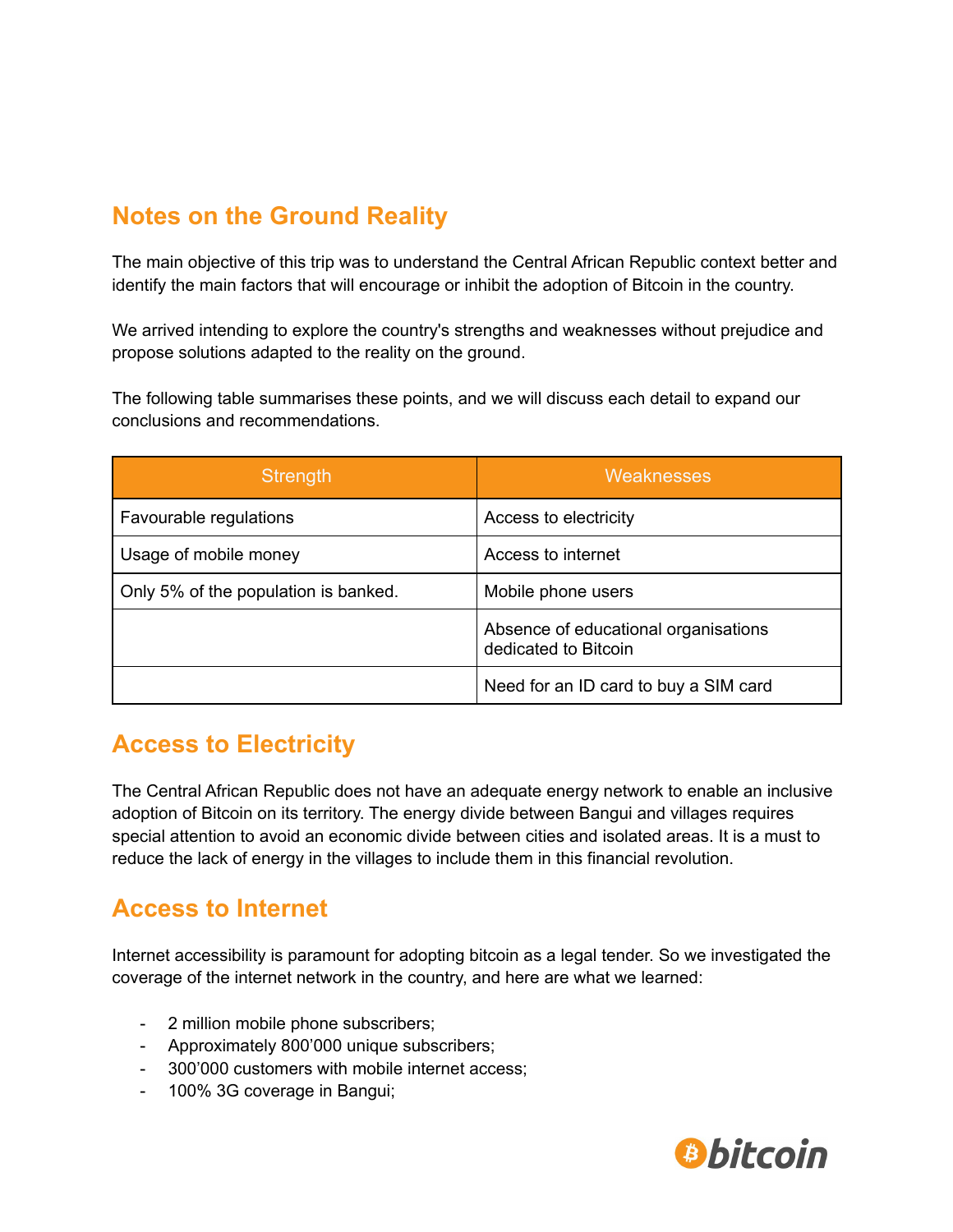## Notes on the Ground Reality

The main objective of this trip was to understand the Central African Republic context better and identify the main factors that will encourage or inhibit the adoption of Bitcoin in the country.

We arrived intending to explore the country's strengths and weaknesses without prejudice and propose solutions adapted to the reality on the ground.

The following table summarises these points, and we will discuss each detail to expand our conclusions and recommendations.

| Strength | Weaknesses |
|---|---|
| Favourable regulations | Access to electricity |
| Usage of mobile money | Access to internet |
| Only 5% of the population is banked. | Mobile phone users |
| | Absence of educational organisations dedicated to Bitcoin |
| | Need for an ID card to buy a SIM card |

## Access to Electricity

The Central African Republic does not have an adequate energy network to enable an inclusive adoption of Bitcoin on its territory. The energy divide between Bangui and villages requires special attention to avoid an economic divide between cities and isolated areas. It is a must to reduce the lack of energy in the villages to include them in this financial revolution.

## Access to Internet

Internet accessibility is paramount for adopting bitcoin as a legal tender. So we investigated the coverage of the internet network in the country, and here are what we learned:

- 2 million mobile phone subscribers;
- Approximately 800'000 unique subscribers;
- 300'000 customers with mobile internet access;
- 100% 3G coverage in Bangui;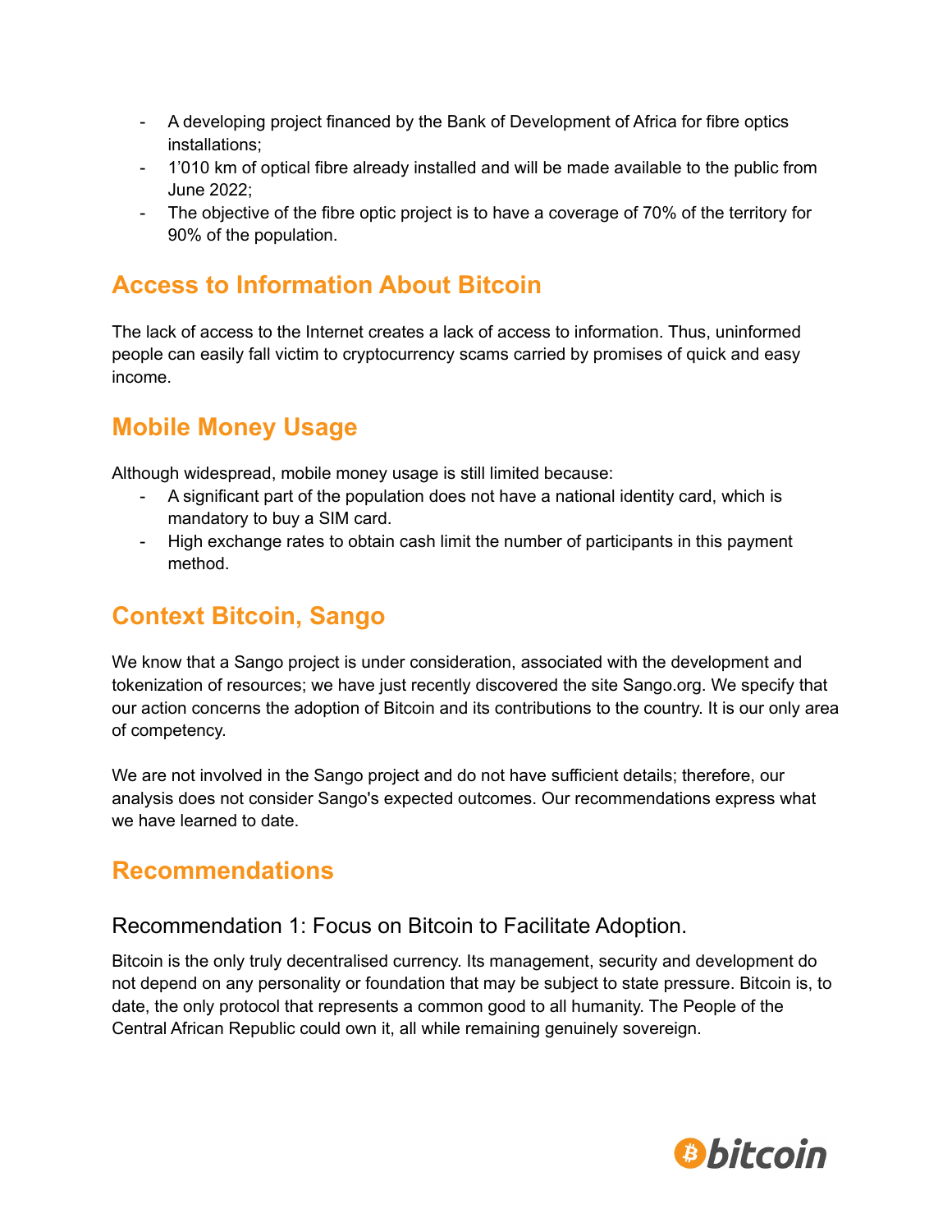- A developing project financed by the Bank of Development of Africa for fibre optics installations;
- 1'010 km of optical fibre already installed and will be made available to the public from June 2022;
- The objective of the fibre optic project is to have a coverage of 70% of the territory for 90% of the population.

## Access to Information About Bitcoin

The lack of access to the Internet creates a lack of access to information. Thus, uninformed people can easily fall victim to cryptocurrency scams carried by promises of quick and easy income.

## Mobile Money Usage

Although widespread, mobile money usage is still limited because:

- A significant part of the population does not have a national identity card, which is mandatory to buy a SIM card.
- High exchange rates to obtain cash limit the number of participants in this payment method.

## Context Bitcoin, Sango

We know that a Sango project is under consideration, associated with the development and tokenization of resources; we have just recently discovered the site Sango.org. We specify that our action concerns the adoption of Bitcoin and its contributions to the country. It is our only area of competency.

We are not involved in the Sango project and do not have sufficient details; therefore, our analysis does not consider Sango's expected outcomes. Our recommendations express what we have learned to date.

## Recommendations

### Recommendation 1: Focus on Bitcoin to Facilitate Adoption.

Bitcoin is the only truly decentralised currency. Its management, security and development do not depend on any personality or foundation that may be subject to state pressure. Bitcoin is, to date, the only protocol that represents a common good to all humanity. The People of the Central African Republic could own it, all while remaining genuinely sovereign.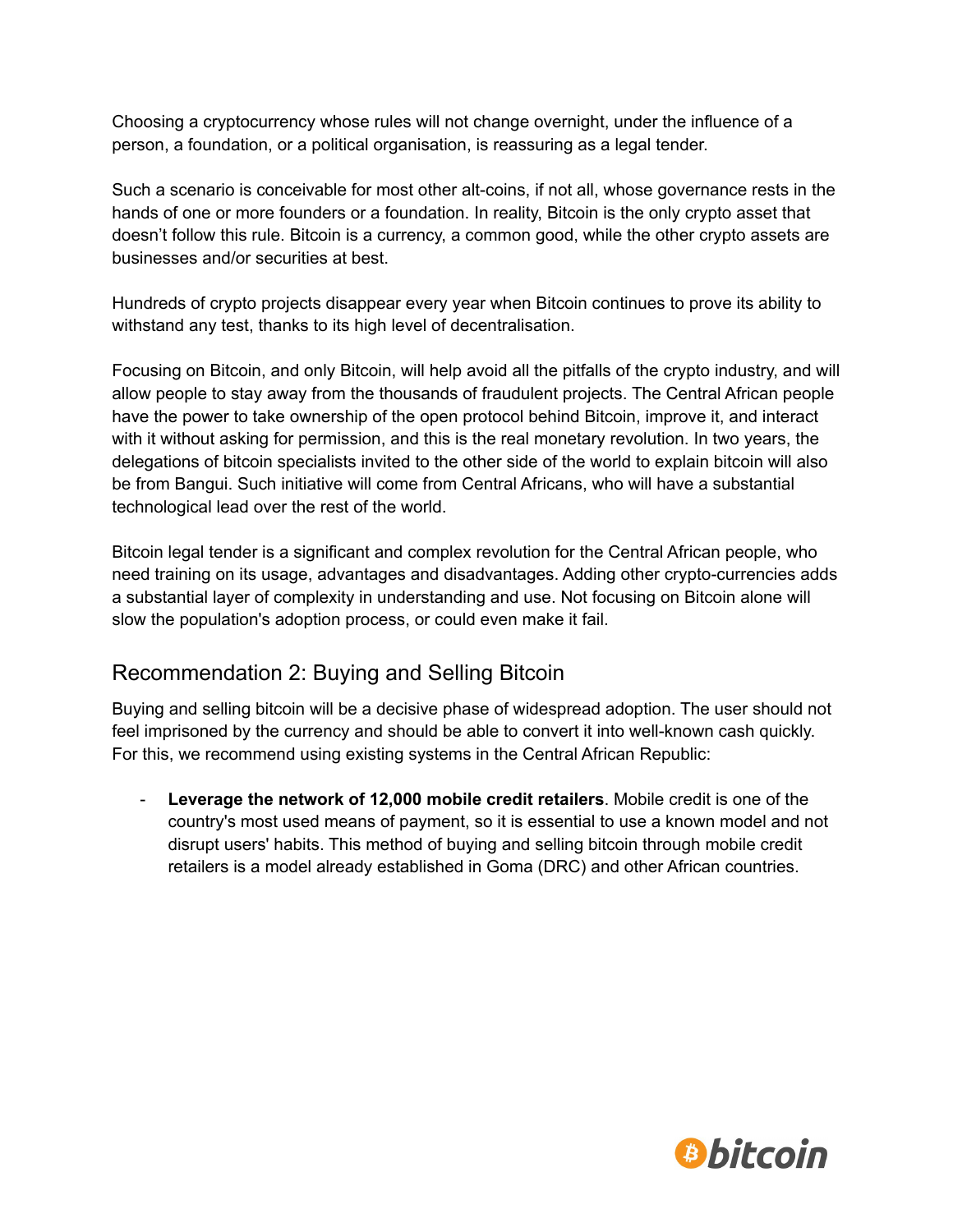Choosing a cryptocurrency whose rules will not change overnight, under the influence of a person, a foundation, or a political organisation, is reassuring as a legal tender.

Such a scenario is conceivable for most other alt-coins, if not all, whose governance rests in the hands of one or more founders or a foundation. In reality, Bitcoin is the only crypto asset that doesn't follow this rule. Bitcoin is a currency, a common good, while the other crypto assets are businesses and/or securities at best.

Hundreds of crypto projects disappear every year when Bitcoin continues to prove its ability to withstand any test, thanks to its high level of decentralisation.

Focusing on Bitcoin, and only Bitcoin, will help avoid all the pitfalls of the crypto industry, and will allow people to stay away from the thousands of fraudulent projects. The Central African people have the power to take ownership of the open protocol behind Bitcoin, improve it, and interact with it without asking for permission, and this is the real monetary revolution. In two years, the delegations of bitcoin specialists invited to the other side of the world to explain bitcoin will also be from Bangui. Such initiative will come from Central Africans, who will have a substantial technological lead over the rest of the world.

Bitcoin legal tender is a significant and complex revolution for the Central African people, who need training on its usage, advantages and disadvantages. Adding other crypto-currencies adds a substantial layer of complexity in understanding and use. Not focusing on Bitcoin alone will slow the population's adoption process, or could even make it fail.

## Recommendation 2: Buying and Selling Bitcoin

Buying and selling bitcoin will be a decisive phase of widespread adoption. The user should not feel imprisoned by the currency and should be able to convert it into well-known cash quickly. For this, we recommend using existing systems in the Central African Republic:

- **Leverage the network of 12,000 mobile credit retailers**. Mobile credit is one of the country's most used means of payment, so it is essential to use a known model and not disrupt users' habits. This method of buying and selling bitcoin through mobile credit retailers is a model already established in Goma (DRC) and other African countries.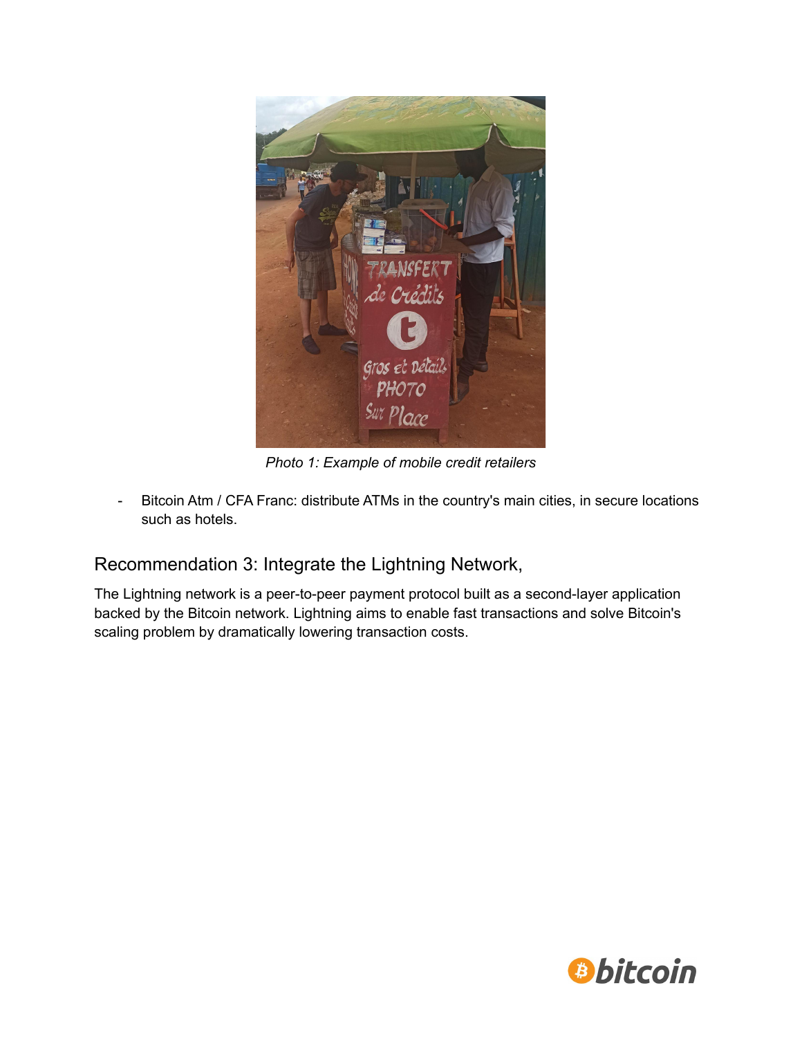*Photo 1: Example of mobile credit retailers*

- Bitcoin Atm / CFA Franc: distribute ATMs in the country's main cities, in secure locations such as hotels.

## Recommendation 3: Integrate the Lightning Network,

The Lightning network is a peer-to-peer payment protocol built as a second-layer application backed by the Bitcoin network. Lightning aims to enable fast transactions and solve Bitcoin's scaling problem by dramatically lowering transaction costs.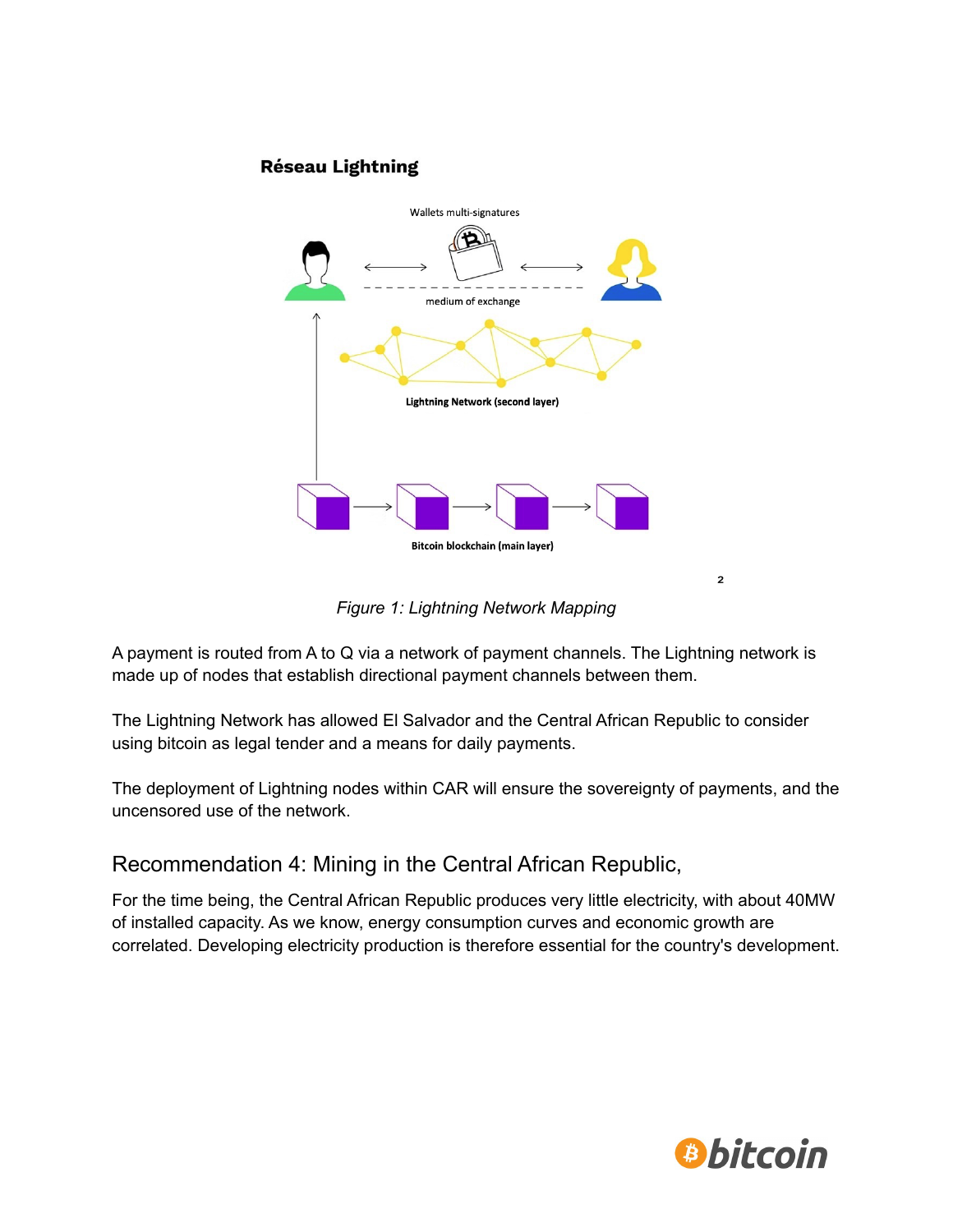**Réseau Lightning**

Wallets multi-signatures

medium of exchange

Lightning Network (second layer)

Bitcoin blockchain (main layer)

2

*Figure 1: Lightning Network Mapping*

A payment is routed from A to Q via a network of payment channels. The Lightning network is made up of nodes that establish directional payment channels between them.

The Lightning Network has allowed El Salvador and the Central African Republic to consider using bitcoin as legal tender and a means for daily payments.

The deployment of Lightning nodes within CAR will ensure the sovereignty of payments, and the uncensored use of the network.

## Recommendation 4: Mining in the Central African Republic,

For the time being, the Central African Republic produces very little electricity, with about 40MW of installed capacity. As we know, energy consumption curves and economic growth are correlated. Developing electricity production is therefore essential for the country's development.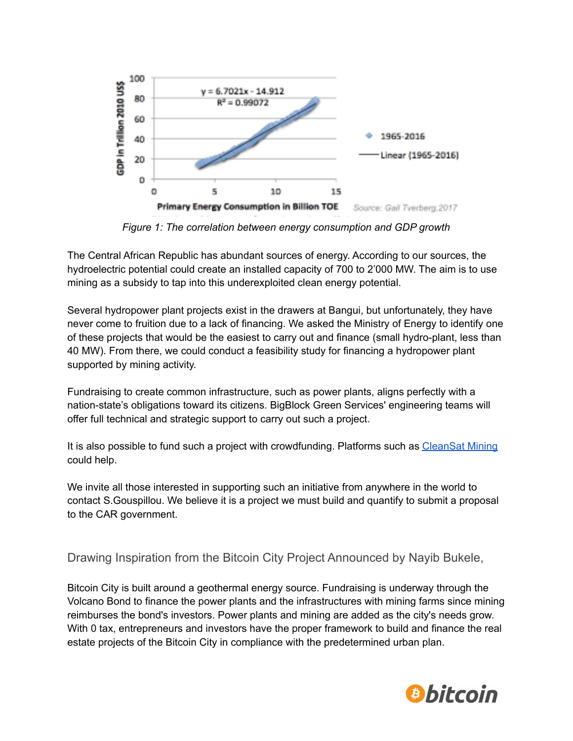GDP in Trillion 2010 US$

100
80
60
40
20
0

0
5
10
15

Primary Energy Consumption in Billion TOE

$y = 6.7021x - 14.912$
$R^2 = 0.99072$

1965-2016
Linear (1965-2016)

Source: Gail Tverberg,2017

*Figure 1: The correlation between energy consumption and GDP growth*

The Central African Republic has abundant sources of energy. According to our sources, the hydroelectric potential could create an installed capacity of 700 to 2'000 MW. The aim is to use mining as a subsidy to tap into this underexploited clean energy potential.

Several hydropower plant projects exist in the drawers at Bangui, but unfortunately, they have never come to fruition due to a lack of financing. We asked the Ministry of Energy to identify one of these projects that would be the easiest to carry out and finance (small hydro-plant, less than 40 MW). From there, we could conduct a feasibility study for financing a hydropower plant supported by mining activity.

Fundraising to create common infrastructure, such as power plants, aligns perfectly with a nation-state's obligations toward its citizens. BigBlock Green Services' engineering teams will offer full technical and strategic support to carry out such a project.

It is also possible to fund such a project with crowdfunding. Platforms such as [CleanSat Mining] could help.

We invite all those interested in supporting such an initiative from anywhere in the world to contact S.Gouspillou. We believe it is a project we must build and quantify to submit a proposal to the CAR government.

## Drawing Inspiration from the Bitcoin City Project Announced by Nayib Bukele,

Bitcoin City is built around a geothermal energy source. Fundraising is underway through the Volcano Bond to finance the power plants and the infrastructures with mining farms since mining reimburses the bond's investors. Power plants and mining are added as the city's needs grow. With 0 tax, entrepreneurs and investors have the proper framework to build and finance the real estate projects of the Bitcoin City in compliance with the predetermined urban plan.

bitcoin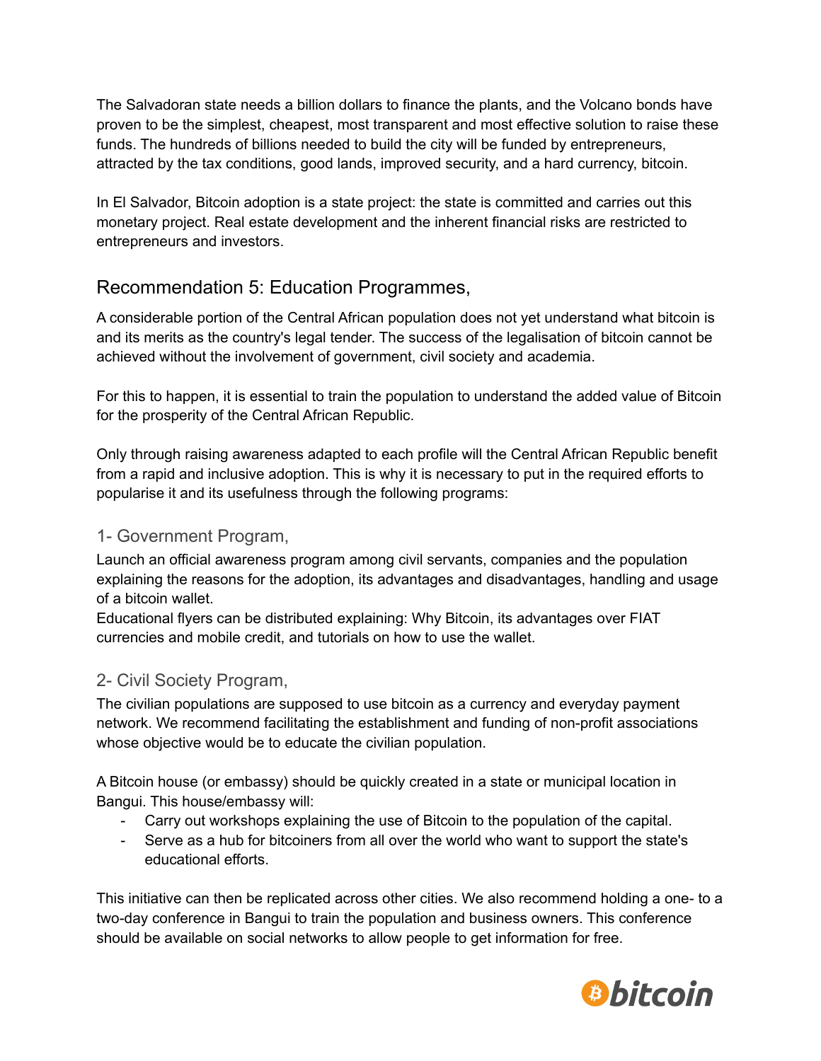The Salvadoran state needs a billion dollars to finance the plants, and the Volcano bonds have proven to be the simplest, cheapest, most transparent and most effective solution to raise these funds. The hundreds of billions needed to build the city will be funded by entrepreneurs, attracted by the tax conditions, good lands, improved security, and a hard currency, bitcoin.

In El Salvador, Bitcoin adoption is a state project: the state is committed and carries out this monetary project. Real estate development and the inherent financial risks are restricted to entrepreneurs and investors.

## Recommendation 5: Education Programmes,

A considerable portion of the Central African population does not yet understand what bitcoin is and its merits as the country's legal tender. The success of the legalisation of bitcoin cannot be achieved without the involvement of government, civil society and academia.

For this to happen, it is essential to train the population to understand the added value of Bitcoin for the prosperity of the Central African Republic.

Only through raising awareness adapted to each profile will the Central African Republic benefit from a rapid and inclusive adoption. This is why it is necessary to put in the required efforts to popularise it and its usefulness through the following programs:

### 1- Government Program,

Launch an official awareness program among civil servants, companies and the population explaining the reasons for the adoption, its advantages and disadvantages, handling and usage of a bitcoin wallet.
Educational flyers can be distributed explaining: Why Bitcoin, its advantages over FIAT currencies and mobile credit, and tutorials on how to use the wallet.

### 2- Civil Society Program,

The civilian populations are supposed to use bitcoin as a currency and everyday payment network. We recommend facilitating the establishment and funding of non-profit associations whose objective would be to educate the civilian population.

A Bitcoin house (or embassy) should be quickly created in a state or municipal location in Bangui. This house/embassy will:

- Carry out workshops explaining the use of Bitcoin to the population of the capital.
- Serve as a hub for bitcoiners from all over the world who want to support the state's educational efforts.

This initiative can then be replicated across other cities. We also recommend holding a one- to a two-day conference in Bangui to train the population and business owners. This conference should be available on social networks to allow people to get information for free.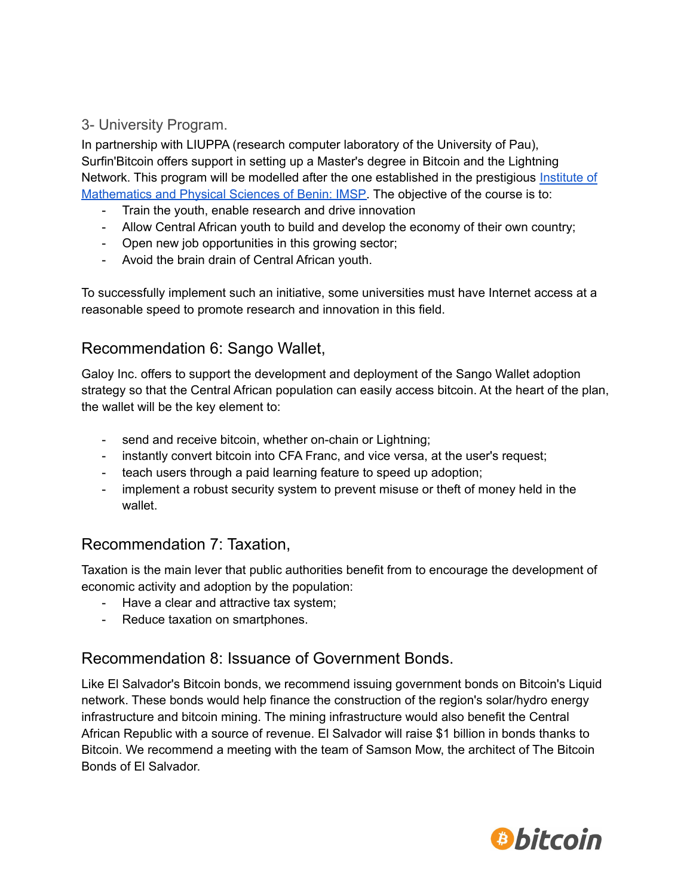### 3- University Program.

In partnership with LIUPPA (research computer laboratory of the University of Pau), Surfin'Bitcoin offers support in setting up a Master's degree in Bitcoin and the Lightning Network. This program will be modelled after the one established in the prestigious [Institute of Mathematics and Physical Sciences of Benin: IMSP](). The objective of the course is to:

- Train the youth, enable research and drive innovation
- Allow Central African youth to build and develop the economy of their own country;
- Open new job opportunities in this growing sector;
- Avoid the brain drain of Central African youth.

To successfully implement such an initiative, some universities must have Internet access at a reasonable speed to promote research and innovation in this field.

## Recommendation 6: Sango Wallet,

Galoy Inc. offers to support the development and deployment of the Sango Wallet adoption strategy so that the Central African population can easily access bitcoin. At the heart of the plan, the wallet will be the key element to:

- send and receive bitcoin, whether on-chain or Lightning;
- instantly convert bitcoin into CFA Franc, and vice versa, at the user's request;
- teach users through a paid learning feature to speed up adoption;
- implement a robust security system to prevent misuse or theft of money held in the wallet.

## Recommendation 7: Taxation,

Taxation is the main lever that public authorities benefit from to encourage the development of economic activity and adoption by the population:

- Have a clear and attractive tax system;
- Reduce taxation on smartphones.

## Recommendation 8: Issuance of Government Bonds.

Like El Salvador's Bitcoin bonds, we recommend issuing government bonds on Bitcoin's Liquid network. These bonds would help finance the construction of the region's solar/hydro energy infrastructure and bitcoin mining. The mining infrastructure would also benefit the Central African Republic with a source of revenue. El Salvador will raise $1 billion in bonds thanks to Bitcoin. We recommend a meeting with the team of Samson Mow, the architect of The Bitcoin Bonds of El Salvador.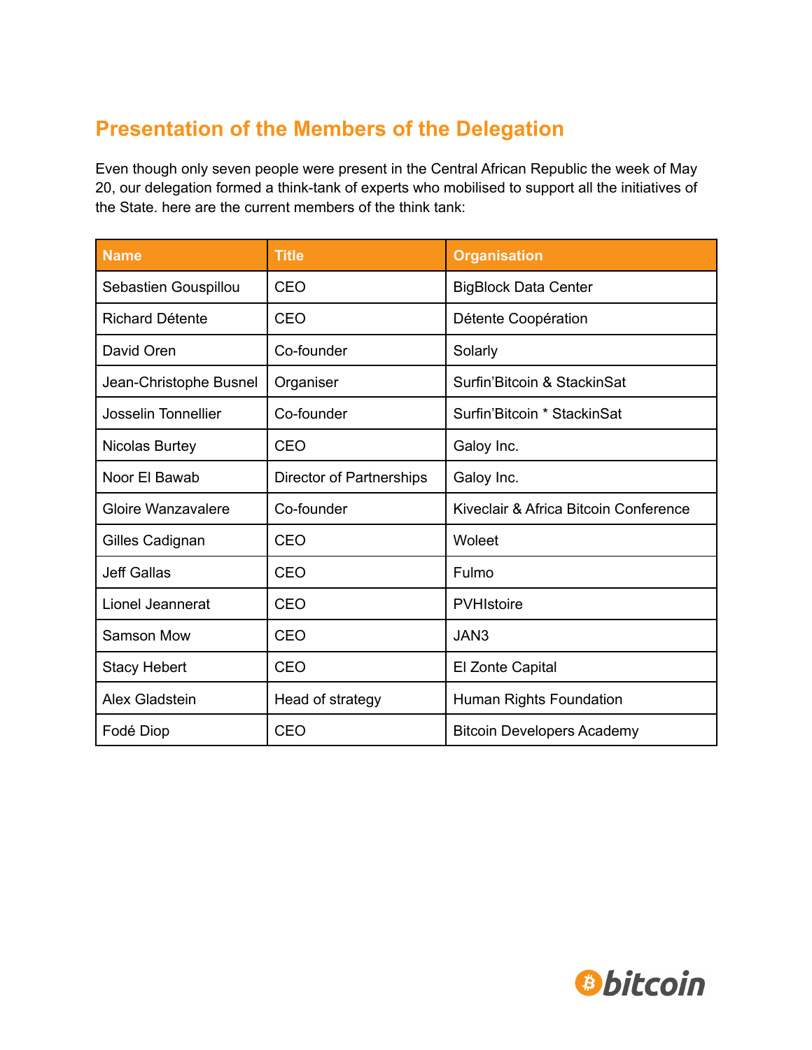## Presentation of the Members of the Delegation

Even though only seven people were present in the Central African Republic the week of May 20, our delegation formed a think-tank of experts who mobilised to support all the initiatives of the State. here are the current members of the think tank:

| Name | Title | Organisation |
|---|---|---|
| Sebastien Gouspillou | CEO | BigBlock Data Center |
| Richard Détente | CEO | Détente Coopération |
| David Oren | Co-founder | Solarly |
| Jean-Christophe Busnel | Organiser | Surfin'Bitcoin & StackinSat |
| Josselin Tonnellier | Co-founder | Surfin'Bitcoin * StackinSat |
| Nicolas Burtey | CEO | Galoy Inc. |
| Noor El Bawab | Director of Partnerships | Galoy Inc. |
| Gloire Wanzavalere | Co-founder | Kiveclair & Africa Bitcoin Conference |
| Gilles Cadignan | CEO | Woleet |
| Jeff Gallas | CEO | Fulmo |
| Lionel Jeannerat | CEO | PVHIstoire |
| Samson Mow | CEO | JAN3 |
| Stacy Hebert | CEO | El Zonte Capital |
| Alex Gladstein | Head of strategy | Human Rights Foundation |
| Fodé Diop | CEO | Bitcoin Developers Academy |